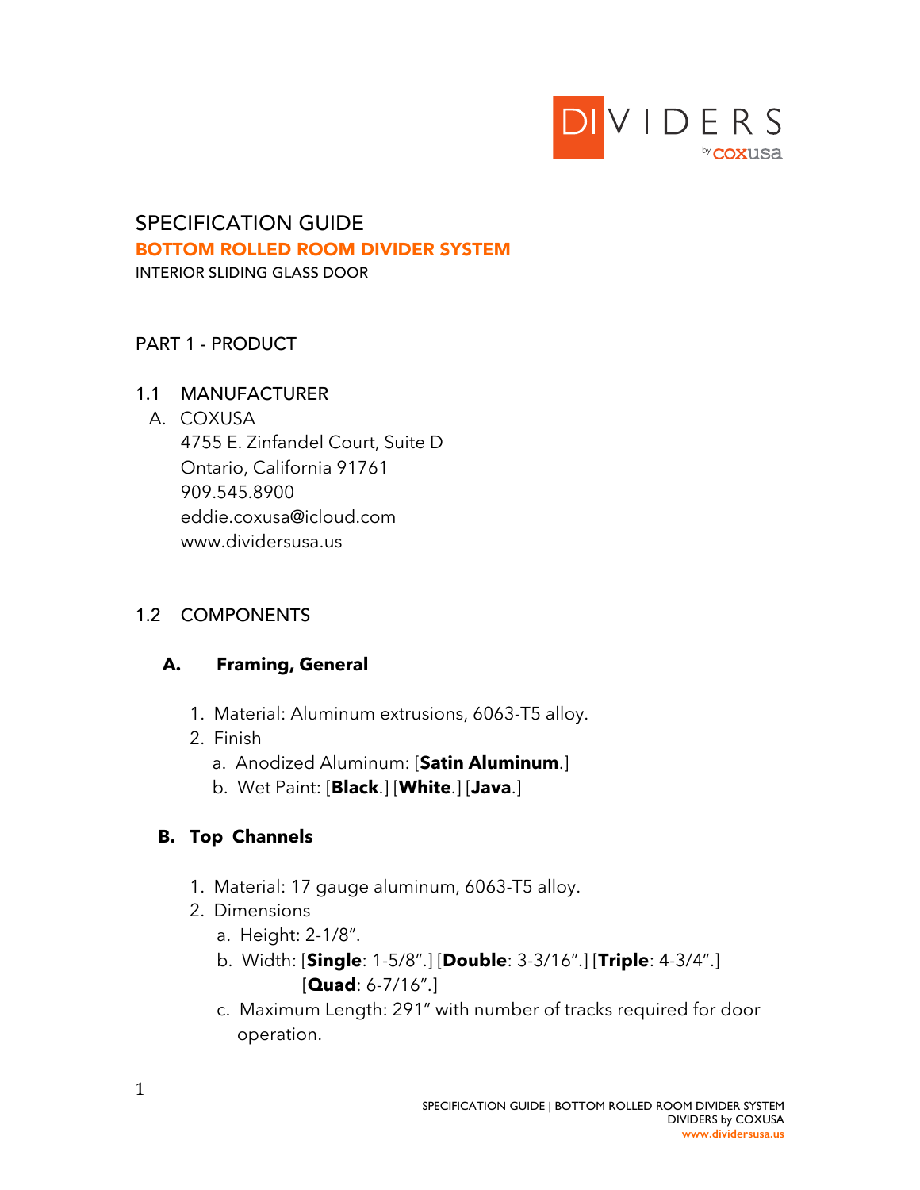DIVIDERS by coxusa

# SPECIFICATION GUIDE

## BOTTOM ROLLED ROOM DIVIDER SYSTEM

INTERIOR SLIDING GLASS DOOR

## PART 1 - PRODUCT

### 1.1 MANUFACTURER

A. COXUSA
4755 E. Zinfandel Court, Suite D
Ontario, California 91761
909.545.8900
eddie.coxusa@icloud.com
www.dividersusa.us

### 1.2 COMPONENTS

#### A. Framing, General

1. Material: Aluminum extrusions, 6063-T5 alloy.
2. Finish
   a. Anodized Aluminum: [**Satin Aluminum**.]
   b. Wet Paint: [**Black**.] [**White**.] [**Java**.]

#### B. Top Channels

1. Material: 17 gauge aluminum, 6063-T5 alloy.
2. Dimensions
   a. Height: 2-1/8".
   b. Width: [**Single**: 1-5/8".] [**Double**: 3-3/16".] [**Triple**: 4-3/4".] [**Quad**: 6-7/16".]
   c. Maximum Length: 291" with number of tracks required for door operation.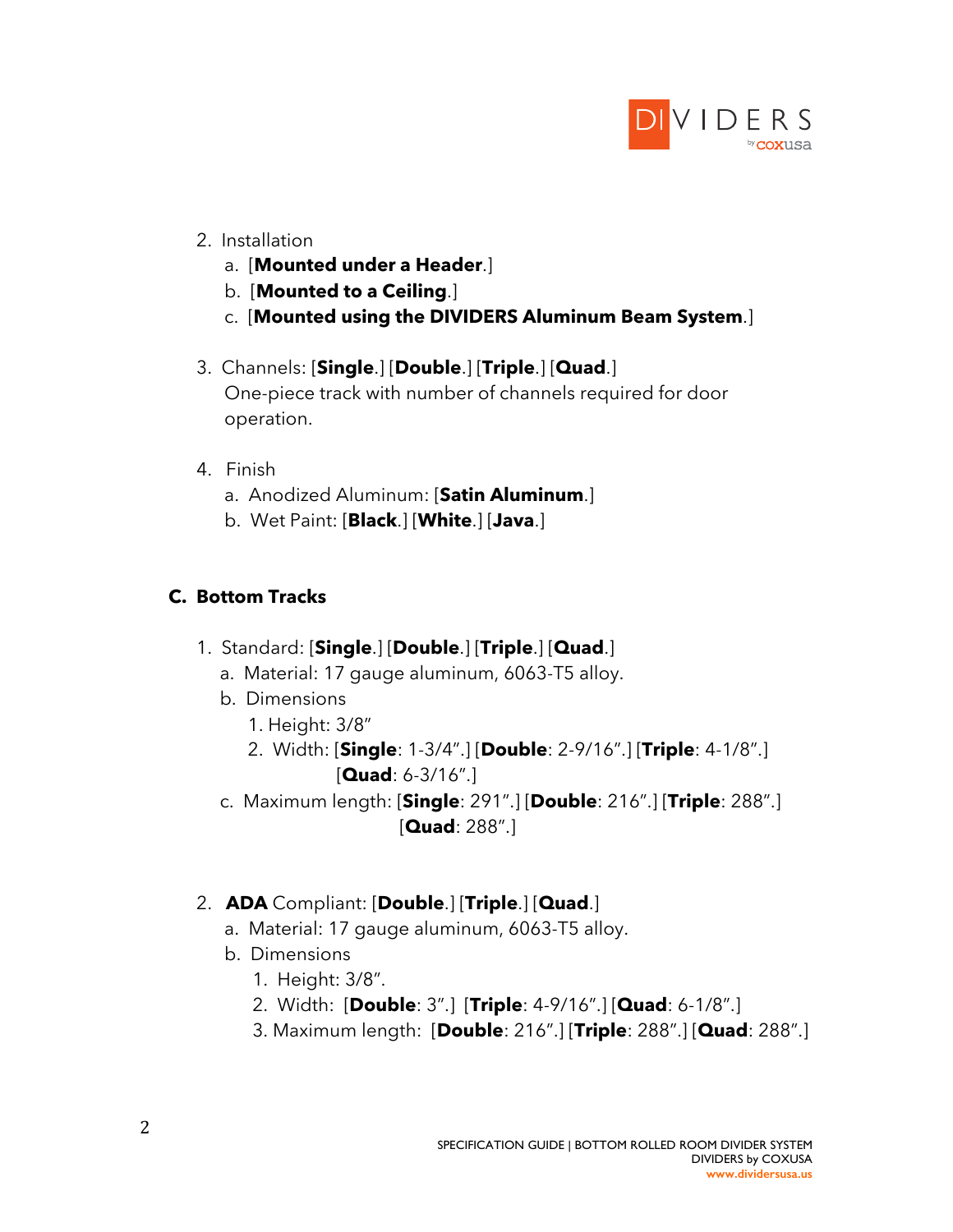2. Installation
   a. [**Mounted under a Header**.]
   b. [**Mounted to a Ceiling**.]
   c. [**Mounted using the DIVIDERS Aluminum Beam System**.]

3. Channels: [**Single**.] [**Double**.] [**Triple**.] [**Quad**.]
   One-piece track with number of channels required for door operation.

4. Finish
   a. Anodized Aluminum: [**Satin Aluminum**.]
   b. Wet Paint: [**Black**.] [**White**.] [**Java**.]

## C. Bottom Tracks

1. Standard: [**Single**.] [**Double**.] [**Triple**.] [**Quad**.]
   a. Material: 17 gauge aluminum, 6063-T5 alloy.
   b. Dimensions
      1. Height: 3/8"
      2. Width: [**Single**: 1-3/4".] [**Double**: 2-9/16".] [**Triple**: 4-1/8".] [**Quad**: 6-3/16".]
   c. Maximum length: [**Single**: 291".] [**Double**: 216".] [**Triple**: 288".] [**Quad**: 288".]

2. **ADA** Compliant: [**Double**.] [**Triple**.] [**Quad**.]
   a. Material: 17 gauge aluminum, 6063-T5 alloy.
   b. Dimensions
      1. Height: 3/8".
      2. Width: [**Double**: 3".] [**Triple**: 4-9/16".] [**Quad**: 6-1/8".]
      3. Maximum length: [**Double**: 216".] [**Triple**: 288".] [**Quad**: 288".]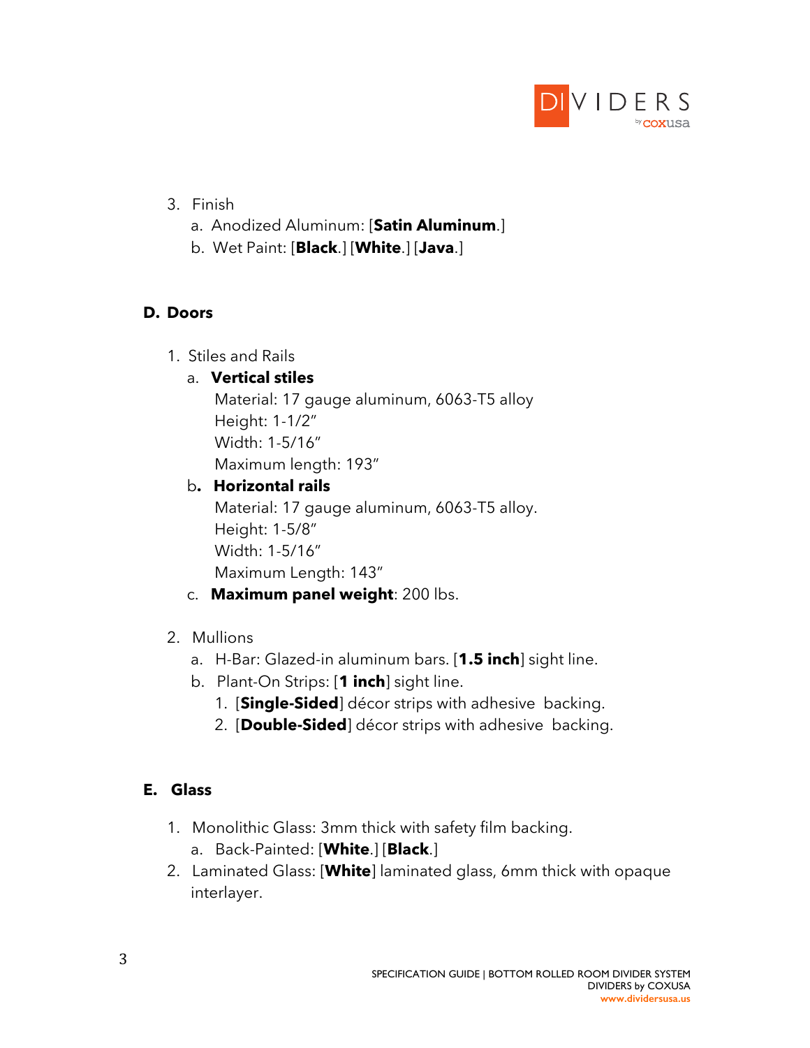3. Finish
    a. Anodized Aluminum: [**Satin Aluminum**.]
    b. Wet Paint: [**Black**.] [**White**.] [**Java**.]

### D. Doors

1. Stiles and Rails
    a. **Vertical stiles**
        Material: 17 gauge aluminum, 6063-T5 alloy
        Height: 1-1/2"
        Width: 1-5/16"
        Maximum length: 193"
    b**. Horizontal rails**
        Material: 17 gauge aluminum, 6063-T5 alloy.
        Height: 1-5/8"
        Width: 1-5/16"
        Maximum Length: 143"
    c. **Maximum panel weight**: 200 lbs.

2. Mullions
    a. H-Bar: Glazed-in aluminum bars. [**1.5 inch**] sight line.
    b. Plant-On Strips: [**1 inch**] sight line.
        1. [**Single-Sided**] décor strips with adhesive backing.
        2. [**Double-Sided**] décor strips with adhesive backing.

### E. Glass

1. Monolithic Glass: 3mm thick with safety film backing.
    a. Back-Painted: [**White**.] [**Black**.]
2. Laminated Glass: [**White**] laminated glass, 6mm thick with opaque interlayer.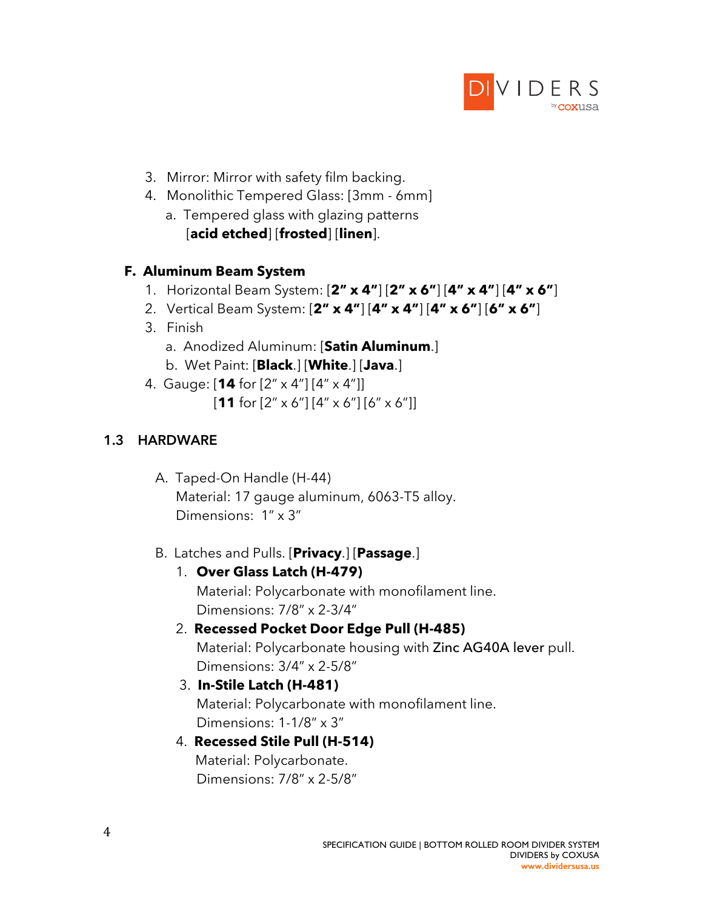3. Mirror: Mirror with safety film backing.
4. Monolithic Tempered Glass: [3mm - 6mm]
   a. Tempered glass with glazing patterns [**acid etched**] [**frosted**] [**linen**].

### F. Aluminum Beam System

1. Horizontal Beam System: [**2" x 4"**] [**2" x 6"**] [**4" x 4"**] [**4" x 6"**]
2. Vertical Beam System: [**2" x 4"**] [**4" x 4"**] [**4" x 6"**] [**6" x 6"**]
3. Finish
   a. Anodized Aluminum: [**Satin Aluminum**.]
   b. Wet Paint: [**Black**.] [**White**.] [**Java**.]
4. Gauge: [**14** for [2" x 4"] [4" x 4"]]
   [**11** for [2" x 6"] [4" x 6"] [6" x 6"]]

## 1.3 HARDWARE

A. Taped-On Handle (H-44)
   Material: 17 gauge aluminum, 6063-T5 alloy.
   Dimensions: 1" x 3"

B. Latches and Pulls. [**Privacy**.] [**Passage**.]

1. **Over Glass Latch (H-479)**
   Material: Polycarbonate with monofilament line.
   Dimensions: 7/8" x 2-3/4"
2. **Recessed Pocket Door Edge Pull (H-485)**
   Material: Polycarbonate housing with Zinc AG40A lever pull.
   Dimensions: 3/4" x 2-5/8"
3. **In-Stile Latch (H-481)**
   Material: Polycarbonate with monofilament line.
   Dimensions: 1-1/8" x 3"
4. **Recessed Stile Pull (H-514)**
   Material: Polycarbonate.
   Dimensions: 7/8" x 2-5/8"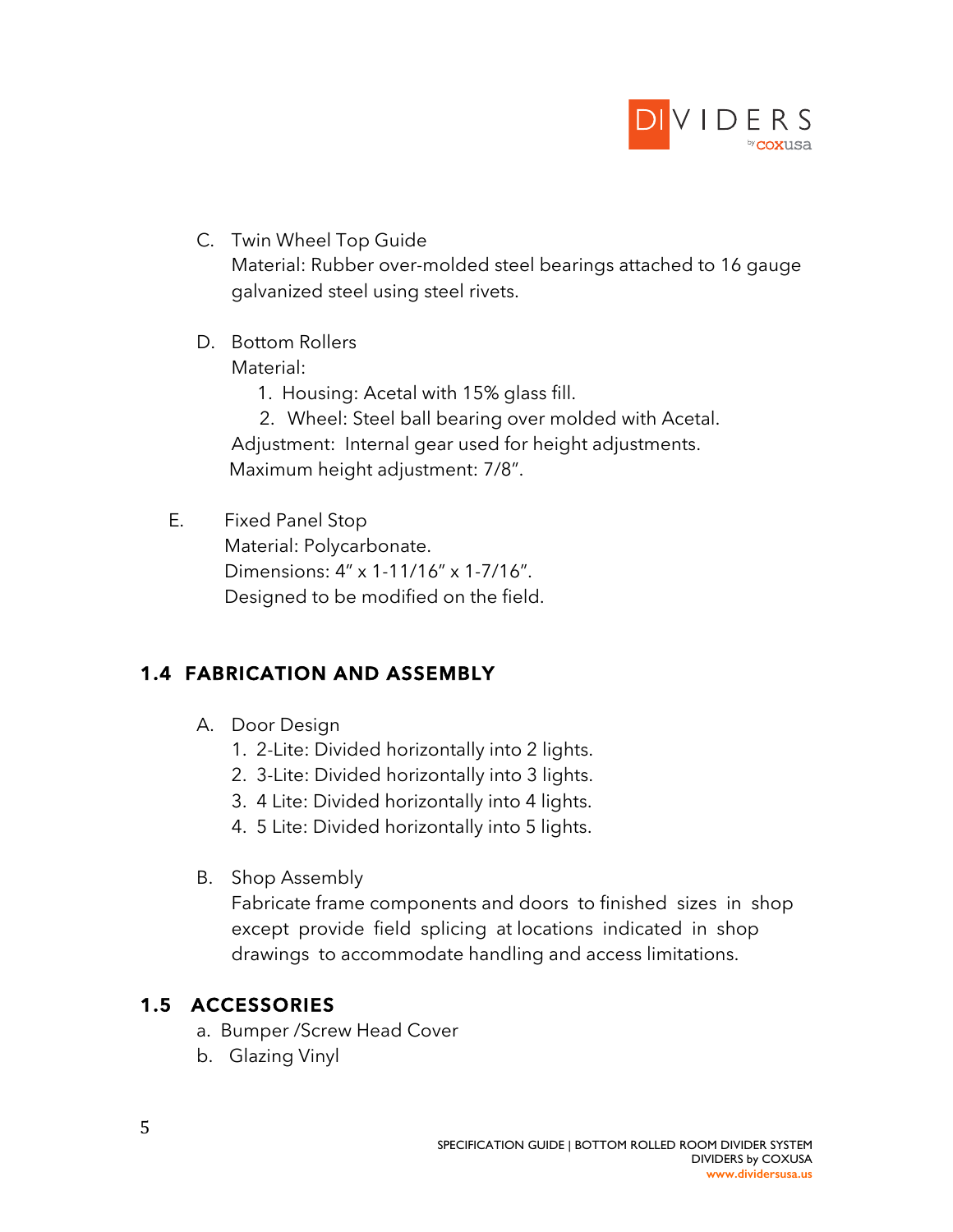C. Twin Wheel Top Guide
   Material: Rubber over-molded steel bearings attached to 16 gauge galvanized steel using steel rivets.

D. Bottom Rollers
   Material:
   1. Housing: Acetal with 15% glass fill.
   2. Wheel: Steel ball bearing over molded with Acetal.

   Adjustment: Internal gear used for height adjustments.
   Maximum height adjustment: 7/8".

E. Fixed Panel Stop
   Material: Polycarbonate.
   Dimensions: 4" x 1-11/16" x 1-7/16".
   Designed to be modified on the field.

## 1.4 FABRICATION AND ASSEMBLY

A. Door Design
   1. 2-Lite: Divided horizontally into 2 lights.
   2. 3-Lite: Divided horizontally into 3 lights.
   3. 4 Lite: Divided horizontally into 4 lights.
   4. 5 Lite: Divided horizontally into 5 lights.

B. Shop Assembly
   Fabricate frame components and doors to finished sizes in shop except provide field splicing at locations indicated in shop drawings to accommodate handling and access limitations.

## 1.5 ACCESSORIES

a. Bumper /Screw Head Cover
b. Glazing Vinyl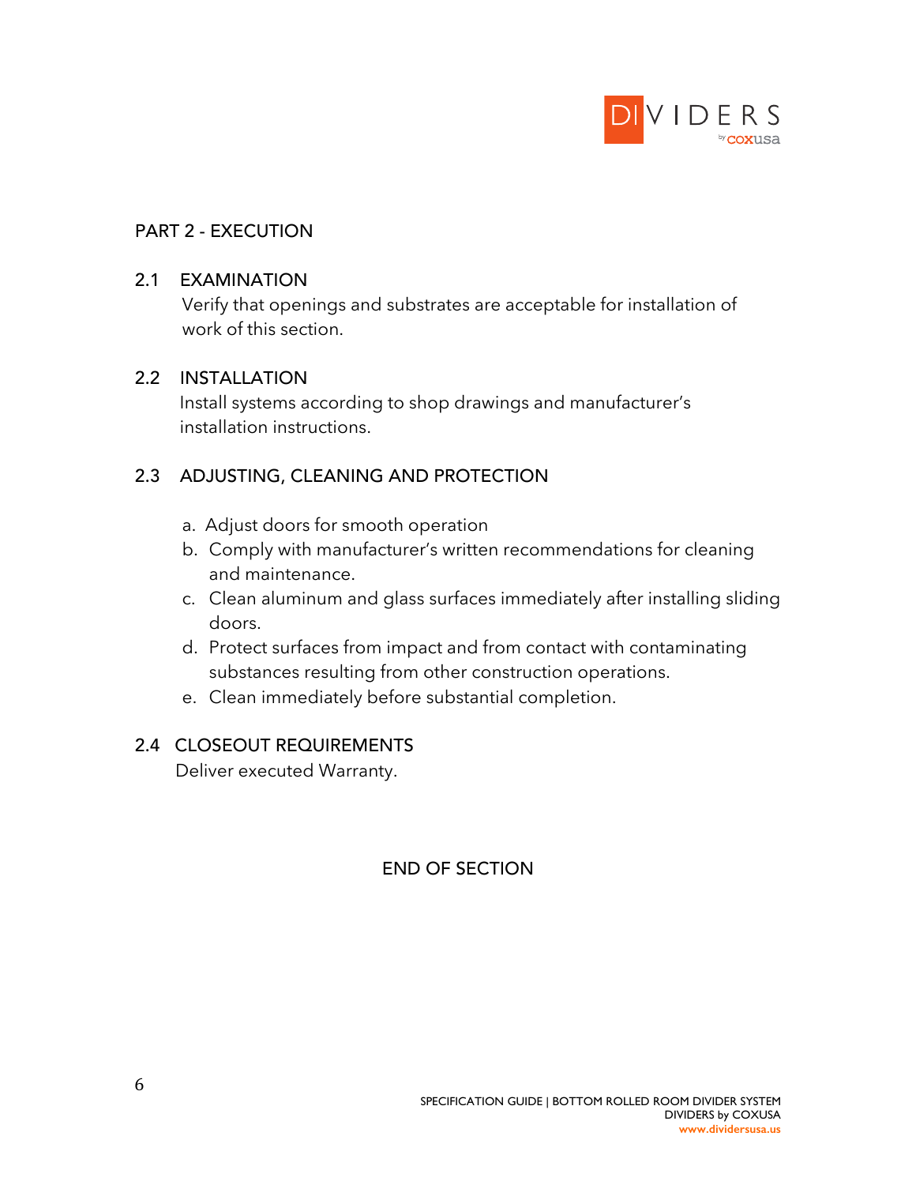## PART 2 - EXECUTION

### 2.1 EXAMINATION

Verify that openings and substrates are acceptable for installation of work of this section.

### 2.2 INSTALLATION

Install systems according to shop drawings and manufacturer's installation instructions.

### 2.3 ADJUSTING, CLEANING AND PROTECTION

a. Adjust doors for smooth operation
b. Comply with manufacturer's written recommendations for cleaning and maintenance.
c. Clean aluminum and glass surfaces immediately after installing sliding doors.
d. Protect surfaces from impact and from contact with contaminating substances resulting from other construction operations.
e. Clean immediately before substantial completion.

### 2.4 CLOSEOUT REQUIREMENTS

Deliver executed Warranty.

END OF SECTION